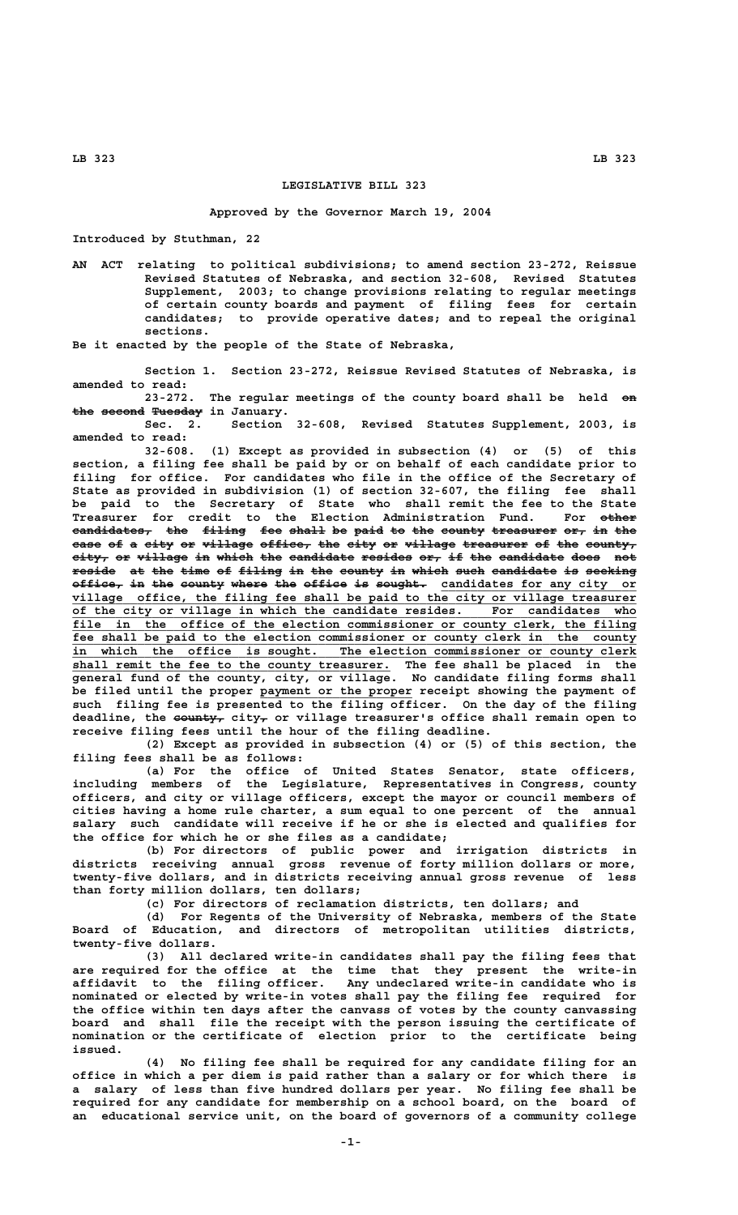# LEGISLATIVE BILL 323

**Approved by the Governor March 19, 2004**

**Introduced by Stuthman, 22**

AN ACT relating to political subdivisions; to amend section 23-272, Reissue Revised Statutes of Nebraska, and section 32-608, Revised Statutes Supplement, 2003; to change provisions relating to regular meetings of certain county boards and payment of filing fees for certain candidates; to provide operative dates; and to repeal the original sections.

Be it enacted by the people of the State of Nebraska,

Section 1. Section 23-272, Reissue Revised Statutes of Nebraska, is amended to read:

23-272. The regular meetings of the county board shall be held ~~on the second Tuesday~~ in January.

Sec. 2. Section 32-608, Revised Statutes Supplement, 2003, is amended to read:

32-608. (1) Except as provided in subsection (4) or (5) of this section, a filing fee shall be paid by or on behalf of each candidate prior to filing for office. For candidates who file in the office of the Secretary of State as provided in subdivision (1) of section 32-607, the filing fee shall be paid to the Secretary of State who shall remit the fee to the State Treasurer for credit to the Election Administration Fund. For ~~other candidates, the filing fee shall be paid to the county treasurer or, in the case of a city or village office, the city or village treasurer of the county, city, or village in which the candidate resides or, if the candidate does not reside at the time of filing in the county in which such candidate is seeking office, in the county where the office is sought.~~ candidates for any city or village office, the filing fee shall be paid to the city or village treasurer of the city or village in which the candidate resides. For candidates who file in the office of the election commissioner or county clerk, the filing fee shall be paid to the election commissioner or county clerk in the county in which the office is sought. The election commissioner or county clerk shall remit the fee to the county treasurer. The fee shall be placed in the general fund of the county, city, or village. No candidate filing forms shall be filed until the proper payment or the proper receipt showing the payment of such filing fee is presented to the filing officer. On the day of the filing deadline, the ~~county,~~ city~~,~~ or village treasurer's office shall remain open to receive filing fees until the hour of the filing deadline.

(2) Except as provided in subsection (4) or (5) of this section, the filing fees shall be as follows:

(a) For the office of United States Senator, state officers, including members of the Legislature, Representatives in Congress, county officers, and city or village officers, except the mayor or council members of cities having a home rule charter, a sum equal to one percent of the annual salary such candidate will receive if he or she is elected and qualifies for the office for which he or she files as a candidate;

(b) For directors of public power and irrigation districts in districts receiving annual gross revenue of forty million dollars or more, twenty-five dollars, and in districts receiving annual gross revenue of less than forty million dollars, ten dollars;

(c) For directors of reclamation districts, ten dollars; and

(d) For Regents of the University of Nebraska, members of the State Board of Education, and directors of metropolitan utilities districts, twenty-five dollars.

(3) All declared write-in candidates shall pay the filing fees that are required for the office at the time that they present the write-in affidavit to the filing officer. Any undeclared write-in candidate who is nominated or elected by write-in votes shall pay the filing fee required for the office within ten days after the canvass of votes by the county canvassing board and shall file the receipt with the person issuing the certificate of nomination or the certificate of election prior to the certificate being issued.

(4) No filing fee shall be required for any candidate filing for an office in which a per diem is paid rather than a salary or for which there is a salary of less than five hundred dollars per year. No filing fee shall be required for any candidate for membership on a school board, on the board of an educational service unit, on the board of governors of a community college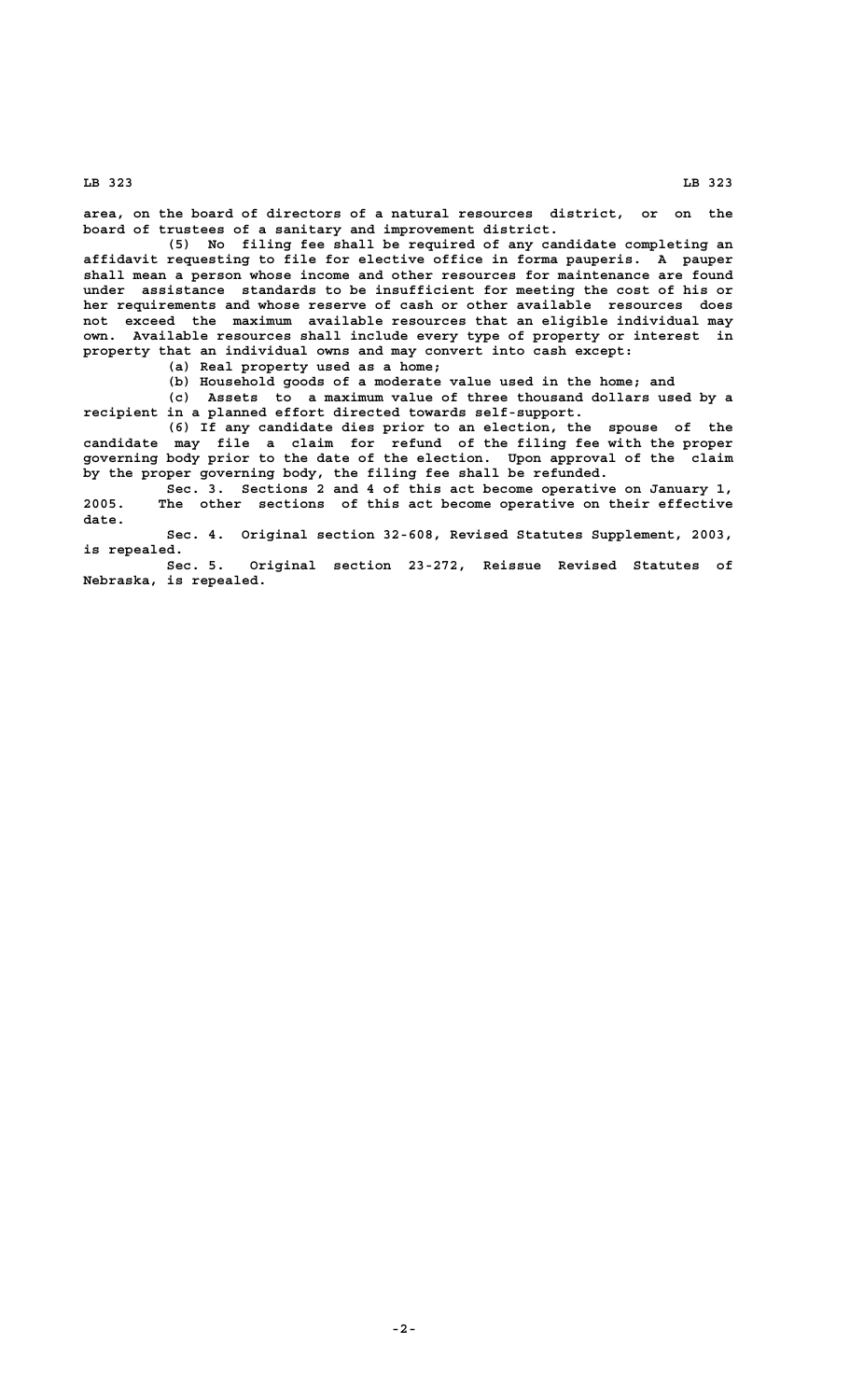area, on the board of directors of a natural resources district, or on the board of trustees of a sanitary and improvement district.

(5) No filing fee shall be required of any candidate completing an affidavit requesting to file for elective office in forma pauperis. A pauper shall mean a person whose income and other resources for maintenance are found under assistance standards to be insufficient for meeting the cost of his or her requirements and whose reserve of cash or other available resources does not exceed the maximum available resources that an eligible individual may own. Available resources shall include every type of property or interest in property that an individual owns and may convert into cash except:

(a) Real property used as a home;

(b) Household goods of a moderate value used in the home; and

(c) Assets to a maximum value of three thousand dollars used by a recipient in a planned effort directed towards self-support.

(6) If any candidate dies prior to an election, the spouse of the candidate may file a claim for refund of the filing fee with the proper governing body prior to the date of the election. Upon approval of the claim by the proper governing body, the filing fee shall be refunded.

Sec. 3. Sections 2 and 4 of this act become operative on January 1, 2005. The other sections of this act become operative on their effective date.

Sec. 4. Original section 32-608, Revised Statutes Supplement, 2003, is repealed.

Sec. 5. Original section 23-272, Reissue Revised Statutes of Nebraska, is repealed.